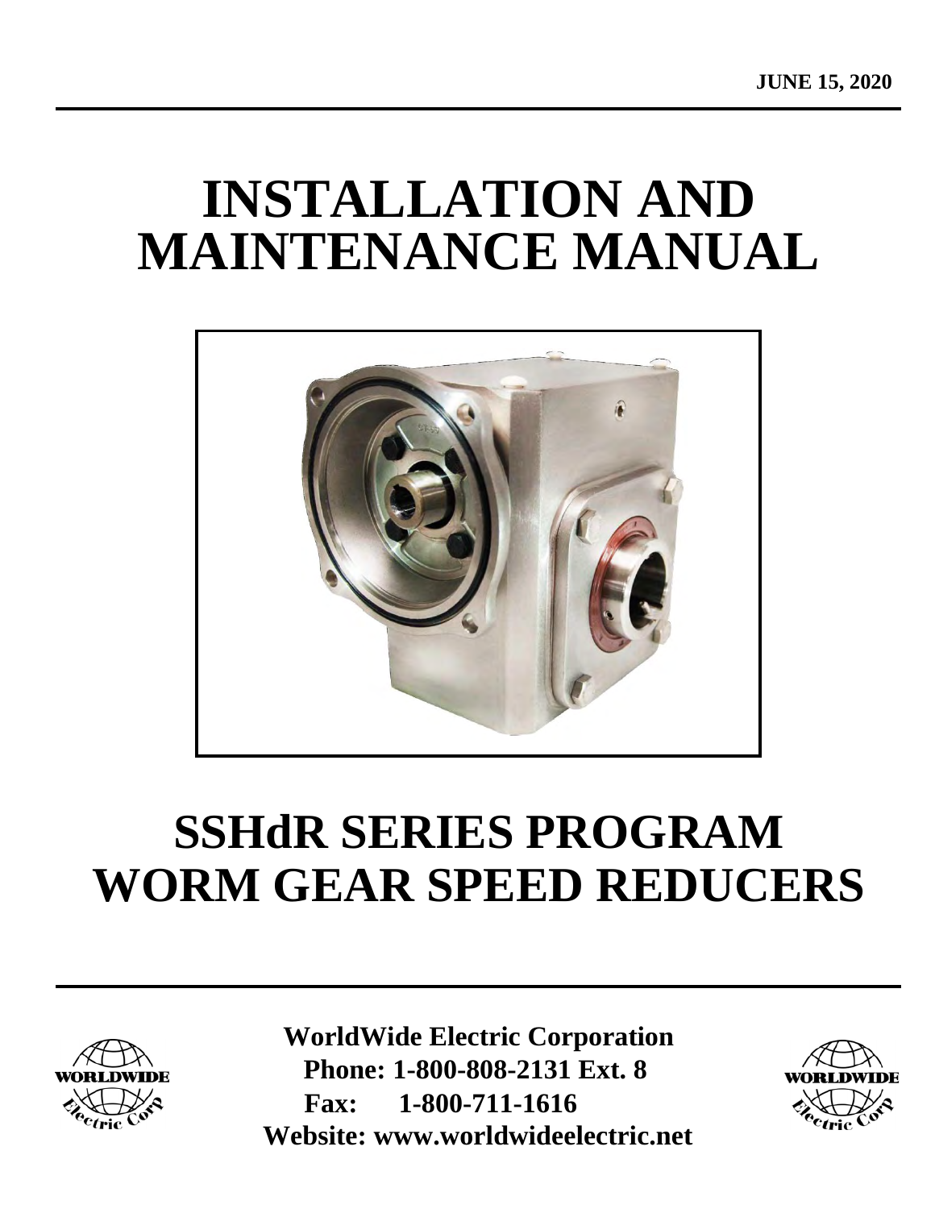JUNE 15, 2020

# INSTALLATION AND MAINTENANCE MANUAL

# SSHdR SERIES PROGRAM WORM GEAR SPEED REDUCERS

**WorldWide Electric Corporation**
**Phone: 1-800-808-2131 Ext. 8**
**Fax: 1-800-711-1616**
**Website: www.worldwideelectric.net**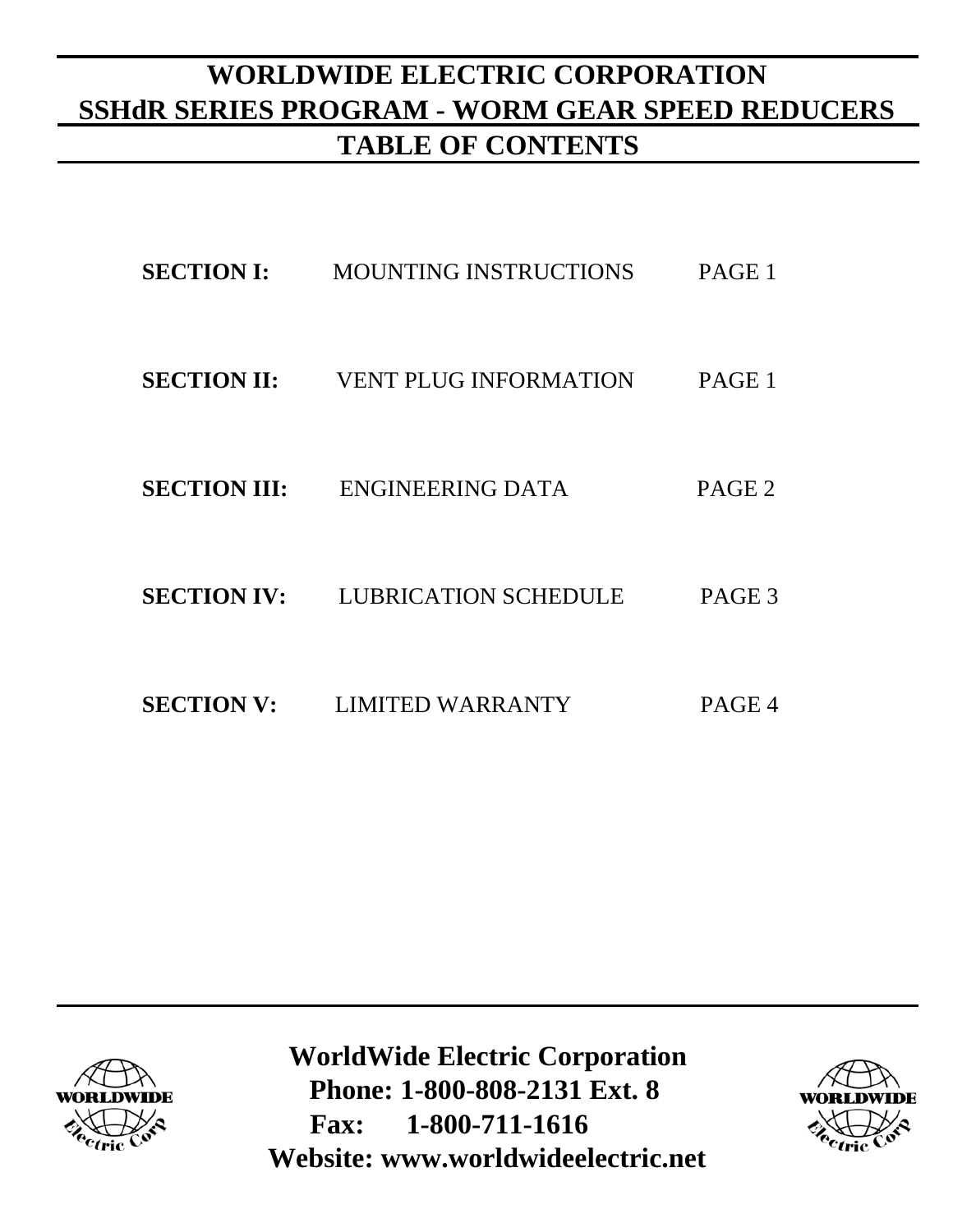# WORLDWIDE ELECTRIC CORPORATION

## SSHdR SERIES PROGRAM - WORM GEAR SPEED REDUCERS

## TABLE OF CONTENTS

| | | |
|---|---|---|
| **SECTION I:** | MOUNTING INSTRUCTIONS | PAGE 1 |
| **SECTION II:** | VENT PLUG INFORMATION | PAGE 1 |
| **SECTION III:** | ENGINEERING DATA | PAGE 2 |
| **SECTION IV:** | LUBRICATION SCHEDULE | PAGE 3 |
| **SECTION V:** | LIMITED WARRANTY | PAGE 4 |

**WorldWide Electric Corporation**
**Phone: 1-800-808-2131 Ext. 8**
**Fax: 1-800-711-1616**
**Website: www.worldwideelectric.net**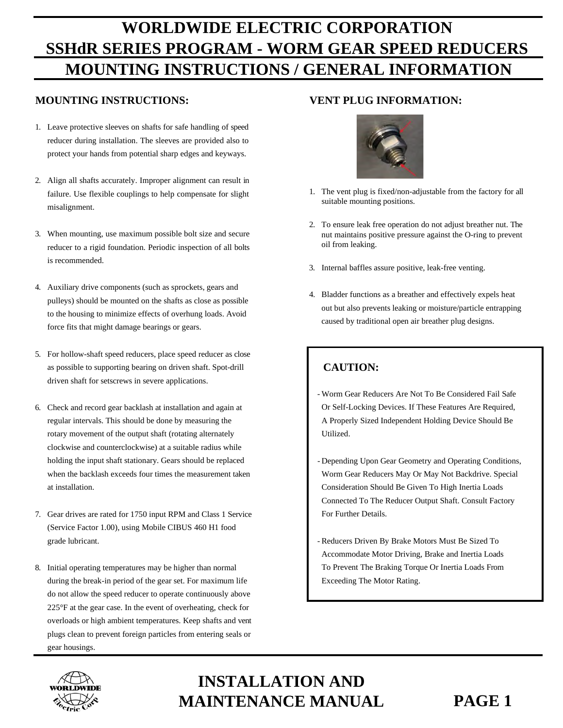# WORLDWIDE ELECTRIC CORPORATION
# SSHdR SERIES PROGRAM - WORM GEAR SPEED REDUCERS
# MOUNTING INSTRUCTIONS / GENERAL INFORMATION

## MOUNTING INSTRUCTIONS:

1. Leave protective sleeves on shafts for safe handling of speed reducer during installation. The sleeves are provided also to protect your hands from potential sharp edges and keyways.

2. Align all shafts accurately. Improper alignment can result in failure. Use flexible couplings to help compensate for slight misalignment.

3. When mounting, use maximum possible bolt size and secure reducer to a rigid foundation. Periodic inspection of all bolts is recommended.

4. Auxiliary drive components (such as sprockets, gears and pulleys) should be mounted on the shafts as close as possible to the housing to minimize effects of overhung loads. Avoid force fits that might damage bearings or gears.

5. For hollow-shaft speed reducers, place speed reducer as close as possible to supporting bearing on driven shaft. Spot-drill driven shaft for setscrews in severe applications.

6. Check and record gear backlash at installation and again at regular intervals. This should be done by measuring the rotary movement of the output shaft (rotating alternately clockwise and counterclockwise) at a suitable radius while holding the input shaft stationary. Gears should be replaced when the backlash exceeds four times the measurement taken at installation.

7. Gear drives are rated for 1750 input RPM and Class 1 Service (Service Factor 1.00), using Mobile CIBUS 460 H1 food grade lubricant.

8. Initial operating temperatures may be higher than normal during the break-in period of the gear set. For maximum life do not allow the speed reducer to operate continuously above 225°F at the gear case. In the event of overheating, check for overloads or high ambient temperatures. Keep shafts and vent plugs clean to prevent foreign particles from entering seals or gear housings.

## VENT PLUG INFORMATION:

1. The vent plug is fixed/non-adjustable from the factory for all suitable mounting positions.

2. To ensure leak free operation do not adjust breather nut. The nut maintains positive pressure against the O-ring to prevent oil from leaking.

3. Internal baffles assure positive, leak-free venting.

4. Bladder functions as a breather and effectively expels heat out but also prevents leaking or moisture/particle entrapping caused by traditional open air breather plug designs.

### CAUTION:

- Worm Gear Reducers Are Not To Be Considered Fail Safe Or Self-Locking Devices. If These Features Are Required, A Properly Sized Independent Holding Device Should Be Utilized.

- Depending Upon Gear Geometry and Operating Conditions, Worm Gear Reducers May Or May Not Backdrive. Special Consideration Should Be Given To High Inertia Loads Connected To The Reducer Output Shaft. Consult Factory For Further Details.

- Reducers Driven By Brake Motors Must Be Sized To Accommodate Motor Driving, Brake and Inertia Loads To Prevent The Braking Torque Or Inertia Loads From Exceeding The Motor Rating.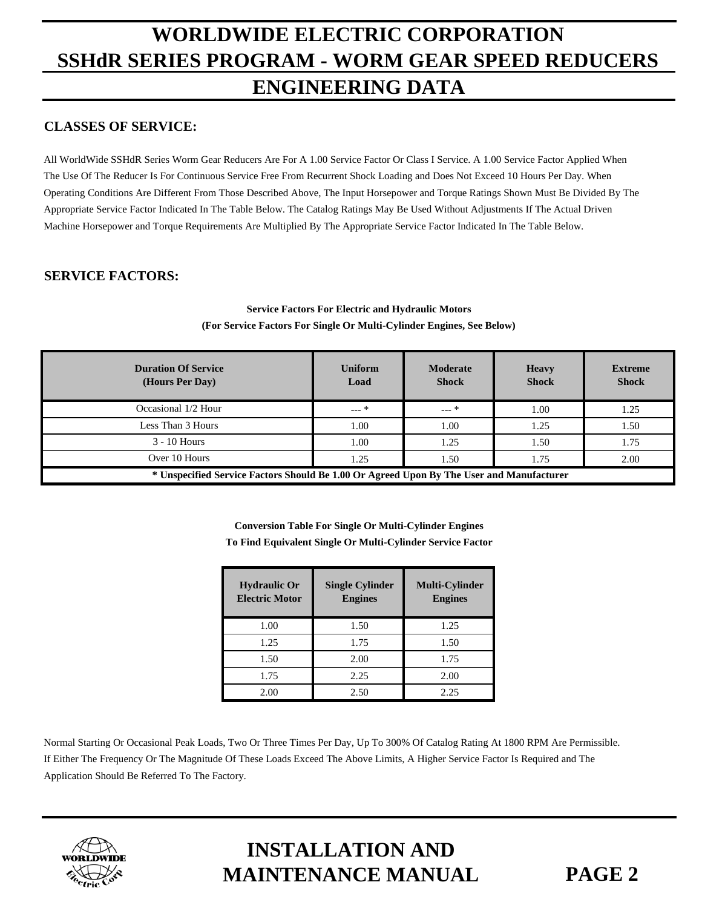# WORLDWIDE ELECTRIC CORPORATION
# SSHdR SERIES PROGRAM - WORM GEAR SPEED REDUCERS
# ENGINEERING DATA

## CLASSES OF SERVICE:

All WorldWide SSHdR Series Worm Gear Reducers Are For A 1.00 Service Factor Or Class I Service. A 1.00 Service Factor Applied When The Use Of The Reducer Is For Continuous Service Free From Recurrent Shock Loading and Does Not Exceed 10 Hours Per Day. When Operating Conditions Are Different From Those Described Above, The Input Horsepower and Torque Ratings Shown Must Be Divided By The Appropriate Service Factor Indicated In The Table Below. The Catalog Ratings May Be Used Without Adjustments If The Actual Driven Machine Horsepower and Torque Requirements Are Multiplied By The Appropriate Service Factor Indicated In The Table Below.

## SERVICE FACTORS:

**Service Factors For Electric and Hydraulic Motors**
**(For Service Factors For Single Or Multi-Cylinder Engines, See Below)**

| Duration Of Service (Hours Per Day) | Uniform Load | Moderate Shock | Heavy Shock | Extreme Shock |
|---|---|---|---|---|
| Occasional 1/2 Hour | --- * | --- * | 1.00 | 1.25 |
| Less Than 3 Hours | 1.00 | 1.00 | 1.25 | 1.50 |
| 3 - 10 Hours | 1.00 | 1.25 | 1.50 | 1.75 |
| Over 10 Hours | 1.25 | 1.50 | 1.75 | 2.00 |
| **\* Unspecified Service Factors Should Be 1.00 Or Agreed Upon By The User and Manufacturer** | | | | |

**Conversion Table For Single Or Multi-Cylinder Engines**
**To Find Equivalent Single Or Multi-Cylinder Service Factor**

| Hydraulic Or Electric Motor | Single Cylinder Engines | Multi-Cylinder Engines |
|---|---|---|
| 1.00 | 1.50 | 1.25 |
| 1.25 | 1.75 | 1.50 |
| 1.50 | 2.00 | 1.75 |
| 1.75 | 2.25 | 2.00 |
| 2.00 | 2.50 | 2.25 |

Normal Starting Or Occasional Peak Loads, Two Or Three Times Per Day, Up To 300% Of Catalog Rating At 1800 RPM Are Permissible. If Either The Frequency Or The Magnitude Of These Loads Exceed The Above Limits, A Higher Service Factor Is Required and The Application Should Be Referred To The Factory.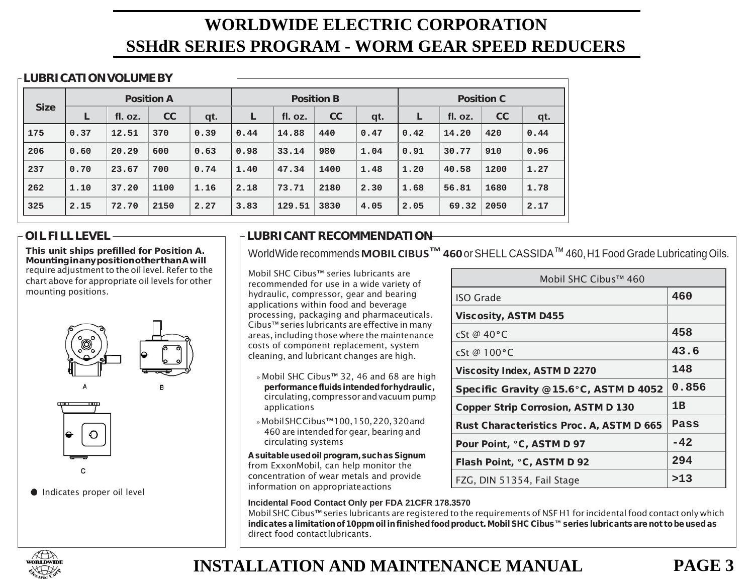# WORLDWIDE ELECTRIC CORPORATION
# SSHdR SERIES PROGRAM - WORM GEAR SPEED REDUCERS

## LUBRICATION VOLUME BY

| Size | Position A | | | | Position B | | | | Position C | | | |
|---|---|---|---|---|---|---|---|---|---|---|---|---|
| | L | fl. oz. | CC | qt. | L | fl. oz. | CC | qt. | L | fl. oz. | CC | qt. |
| 175 | 0.37 | 12.51 | 370 | 0.39 | 0.44 | 14.88 | 440 | 0.47 | 0.42 | 14.20 | 420 | 0.44 |
| 206 | 0.60 | 20.29 | 600 | 0.63 | 0.98 | 33.14 | 980 | 1.04 | 0.91 | 30.77 | 910 | 0.96 |
| 237 | 0.70 | 23.67 | 700 | 0.74 | 1.40 | 47.34 | 1400 | 1.48 | 1.20 | 40.58 | 1200 | 1.27 |
| 262 | 1.10 | 37.20 | 1100 | 1.16 | 2.18 | 73.71 | 2180 | 2.30 | 1.68 | 56.81 | 1680 | 1.78 |
| 325 | 2.15 | 72.70 | 2150 | 2.27 | 3.83 | 129.51 | 3830 | 4.05 | 2.05 | 69.32 | 2050 | 2.17 |

## OIL FILL LEVEL

**This unit ships prefilled for Position A. Mounting in any position other than A will** require adjustment to the oil level. Refer to the chart above for appropriate oil levels for other mounting positions.

A B

C

● Indicates proper oil level

## LUBRICANT RECOMMENDATION

WorldWide recommends **MOBIL CIBUS™ 460** or SHELL CASSIDA™ 460, H1 Food Grade Lubricating Oils.

Mobil SHC Cibus™ series lubricants are recommended for use in a wide variety of hydraulic, compressor, gear and bearing applications within food and beverage processing, packaging and pharmaceuticals. Cibus™ series lubricants are effective in many areas, including those where the maintenance costs of component replacement, system cleaning, and lubricant changes are high.

- Mobil SHC Cibus™ 32, 46 and 68 are high **performance fluids intended for hydraulic,** circulating, compressor and vacuum pump applications
- Mobil SHC Cibus™ 100, 150, 220, 320 and 460 are intended for gear, bearing and circulating systems

**A suitable used oil program, such as Signum** from ExxonMobil, can help monitor the concentration of wear metals and provide information on appropriate actions

| Mobil SHC Cibus™ 460 | |
|---|---|
| ISO Grade | 460 |
| **Viscosity, ASTM D455** | |
| cSt @ 40°C | 458 |
| cSt @ 100°C | 43.6 |
| **Viscosity Index, ASTM D 2270** | 148 |
| **Specific Gravity @15.6°C, ASTM D 4052** | 0.856 |
| **Copper Strip Corrosion, ASTM D 130** | 1B |
| **Rust Characteristics Proc. A, ASTM D 665** | Pass |
| **Pour Point, °C, ASTM D 97** | -42 |
| **Flash Point, °C, ASTM D 92** | 294 |
| FZG, DIN 51354, Fail Stage | >13 |

**Incidental Food Contact Only per FDA 21CFR 178.3570**

Mobil SHC Cibus™ series lubricants are registered to the requirements of NSF H1 for incidental food contact only which **indicates a limitation of 10ppm oil in finished food product. Mobil SHC Cibus™ series lubricants are not to be used as** direct food contact lubricants.

**INSTALLATION AND MAINTENANCE MANUAL**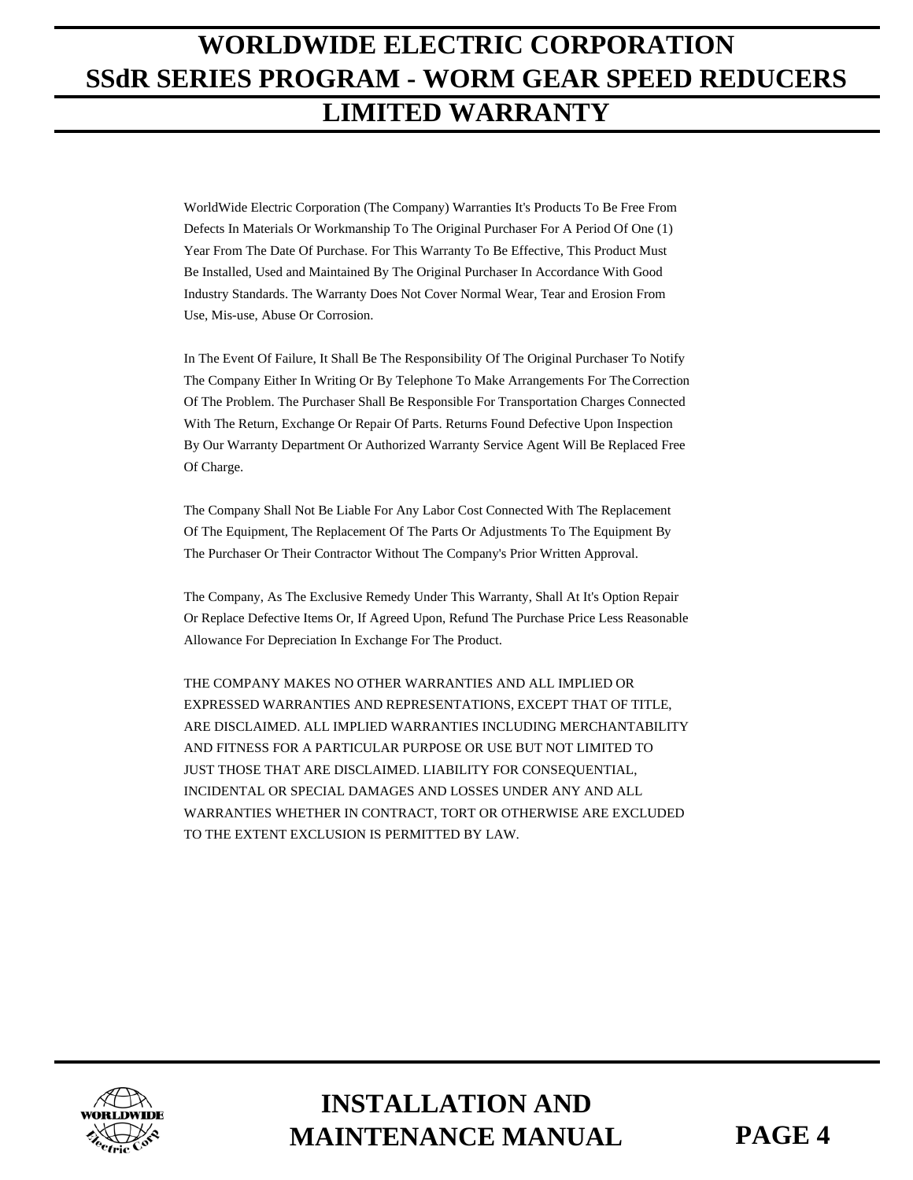# WORLDWIDE ELECTRIC CORPORATION
# SSdR SERIES PROGRAM - WORM GEAR SPEED REDUCERS
# LIMITED WARRANTY

WorldWide Electric Corporation (The Company) Warranties It's Products To Be Free From Defects In Materials Or Workmanship To The Original Purchaser For A Period Of One (1) Year From The Date Of Purchase. For This Warranty To Be Effective, This Product Must Be Installed, Used and Maintained By The Original Purchaser In Accordance With Good Industry Standards. The Warranty Does Not Cover Normal Wear, Tear and Erosion From Use, Mis-use, Abuse Or Corrosion.

In The Event Of Failure, It Shall Be The Responsibility Of The Original Purchaser To Notify The Company Either In Writing Or By Telephone To Make Arrangements For The Correction Of The Problem. The Purchaser Shall Be Responsible For Transportation Charges Connected With The Return, Exchange Or Repair Of Parts. Returns Found Defective Upon Inspection By Our Warranty Department Or Authorized Warranty Service Agent Will Be Replaced Free Of Charge.

The Company Shall Not Be Liable For Any Labor Cost Connected With The Replacement Of The Equipment, The Replacement Of The Parts Or Adjustments To The Equipment By The Purchaser Or Their Contractor Without The Company's Prior Written Approval.

The Company, As The Exclusive Remedy Under This Warranty, Shall At It's Option Repair Or Replace Defective Items Or, If Agreed Upon, Refund The Purchase Price Less Reasonable Allowance For Depreciation In Exchange For The Product.

THE COMPANY MAKES NO OTHER WARRANTIES AND ALL IMPLIED OR EXPRESSED WARRANTIES AND REPRESENTATIONS, EXCEPT THAT OF TITLE, ARE DISCLAIMED. ALL IMPLIED WARRANTIES INCLUDING MERCHANTABILITY AND FITNESS FOR A PARTICULAR PURPOSE OR USE BUT NOT LIMITED TO JUST THOSE THAT ARE DISCLAIMED. LIABILITY FOR CONSEQUENTIAL, INCIDENTAL OR SPECIAL DAMAGES AND LOSSES UNDER ANY AND ALL WARRANTIES WHETHER IN CONTRACT, TORT OR OTHERWISE ARE EXCLUDED TO THE EXTENT EXCLUSION IS PERMITTED BY LAW.